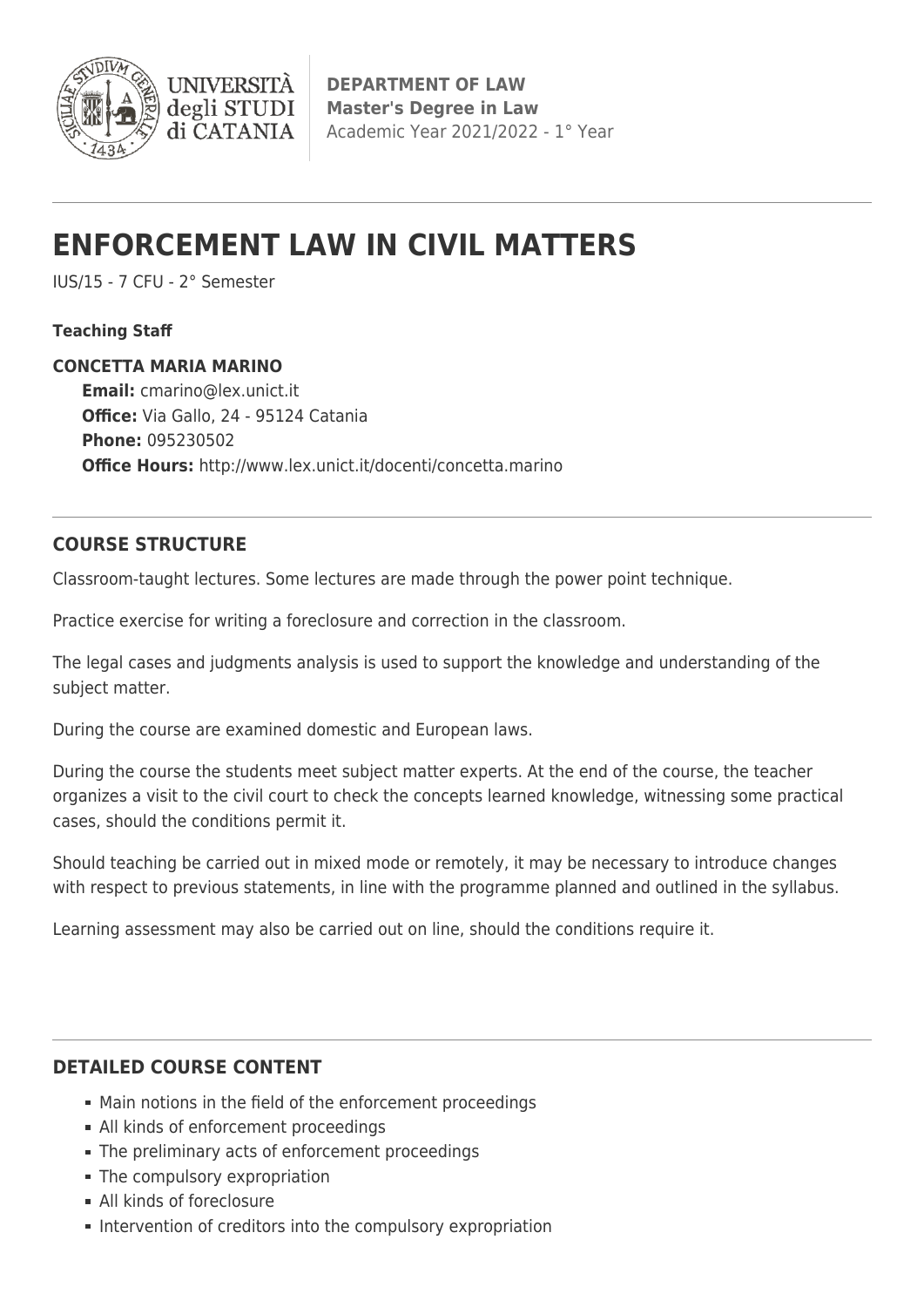UNIVERSITÀ degli STUDI di CATANIA

**DEPARTMENT OF LAW**
**Master's Degree in Law**
Academic Year 2021/2022 - 1° Year

# ENFORCEMENT LAW IN CIVIL MATTERS

IUS/15 - 7 CFU - 2° Semester

**Teaching Staff**

**CONCETTA MARIA MARINO**
**Email:** cmarino@lex.unict.it
**Office:** Via Gallo, 24 - 95124 Catania
**Phone:** 095230502
**Office Hours:** http://www.lex.unict.it/docenti/concetta.marino

## COURSE STRUCTURE

Classroom-taught lectures. Some lectures are made through the power point technique.

Practice exercise for writing a foreclosure and correction in the classroom.

The legal cases and judgments analysis is used to support the knowledge and understanding of the subject matter.

During the course are examined domestic and European laws.

During the course the students meet subject matter experts. At the end of the course, the teacher organizes a visit to the civil court to check the concepts learned knowledge, witnessing some practical cases, should the conditions permit it.

Should teaching be carried out in mixed mode or remotely, it may be necessary to introduce changes with respect to previous statements, in line with the programme planned and outlined in the syllabus.

Learning assessment may also be carried out on line, should the conditions require it.

## DETAILED COURSE CONTENT

- Main notions in the field of the enforcement proceedings
- All kinds of enforcement proceedings
- The preliminary acts of enforcement proceedings
- The compulsory expropriation
- All kinds of foreclosure
- Intervention of creditors into the compulsory expropriation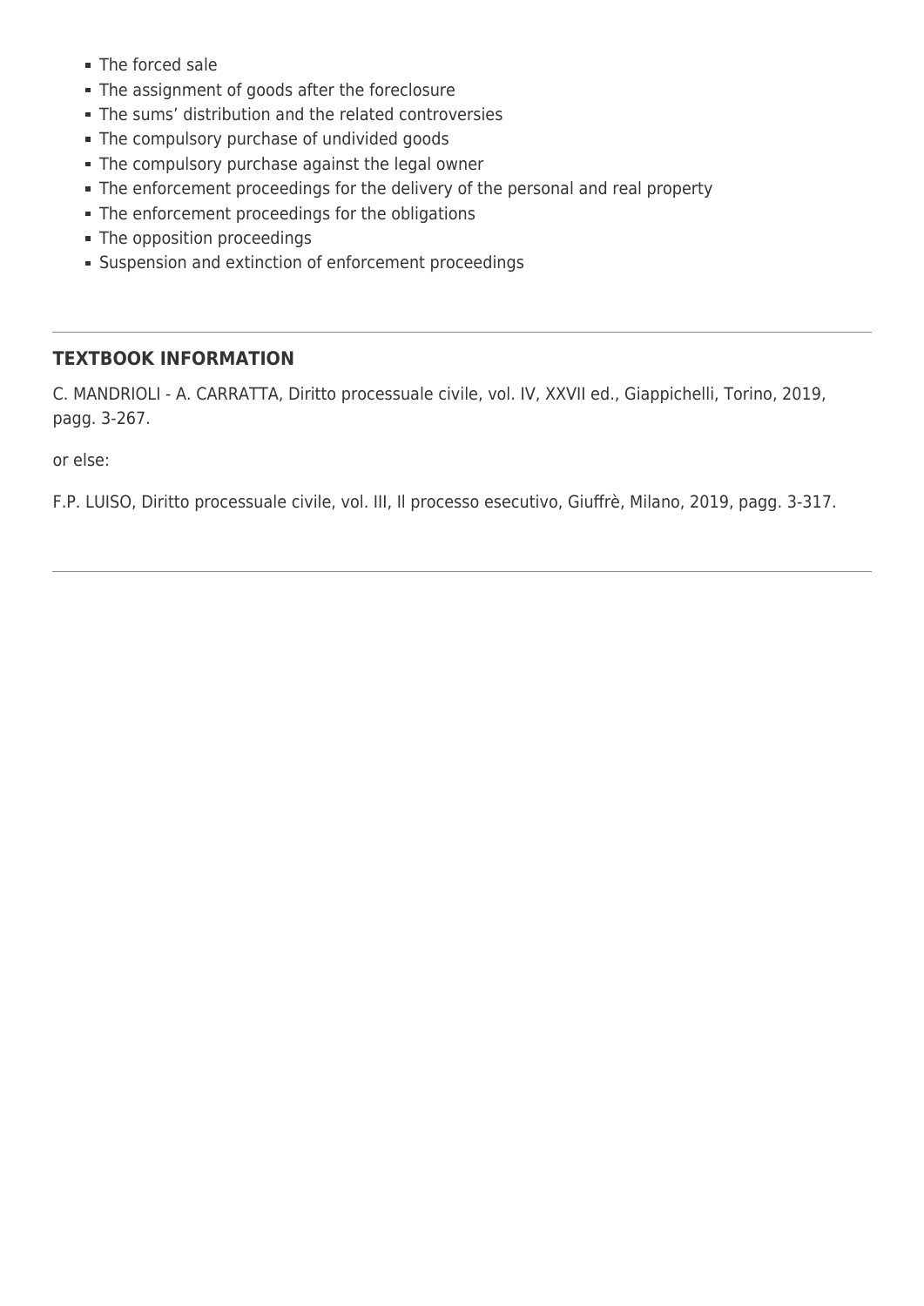- The forced sale
- The assignment of goods after the foreclosure
- The sums' distribution and the related controversies
- The compulsory purchase of undivided goods
- The compulsory purchase against the legal owner
- The enforcement proceedings for the delivery of the personal and real property
- The enforcement proceedings for the obligations
- The opposition proceedings
- Suspension and extinction of enforcement proceedings

## TEXTBOOK INFORMATION

C. MANDRIOLI - A. CARRATTA, Diritto processuale civile, vol. IV, XXVII ed., Giappichelli, Torino, 2019, pagg. 3-267.

or else:

F.P. LUISO, Diritto processuale civile, vol. III, Il processo esecutivo, Giuffrè, Milano, 2019, pagg. 3-317.